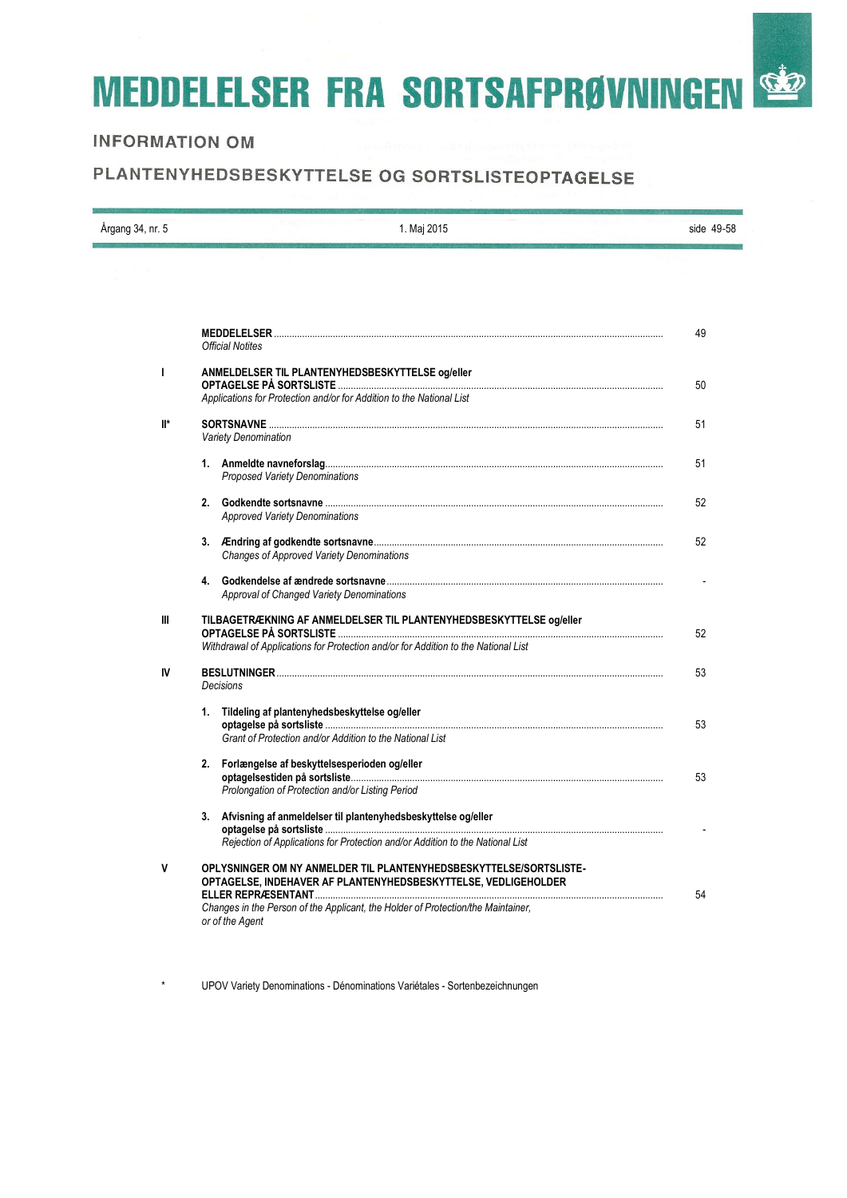# MEDDELELSER FRA SORTSAFPRØVNINGEN

## INFORMATION OM

## PLANTENYHEDSBESKYTTELSE OG SORTSLISTEOPTAGELSE

Årgang 34, nr. 5 — 1. Maj 2015 — side 49-58

| | | |
|---|---|---|
| | **MEDDELELSER** ........ *Official Notites* | 49 |
| I | **ANMELDELSER TIL PLANTENYHEDSBESKYTTELSE og/eller OPTAGELSE PÅ SORTSLISTE** ........ *Applications for Protection and/or for Addition to the National List* | 50 |
| II* | **SORTSNAVNE** ........ *Variety Denomination* | 51 |
| | **1. Anmeldte navneforslag** ........ *Proposed Variety Denominations* | 51 |
| | **2. Godkendte sortsnavne** ........ *Approved Variety Denominations* | 52 |
| | **3. Ændring af godkendte sortsnavne** ........ *Changes of Approved Variety Denominations* | 52 |
| | **4. Godkendelse af ændrede sortsnavne** ........ *Approval of Changed Variety Denominations* | - |
| III | **TILBAGETRÆKNING AF ANMELDELSER TIL PLANTENYHEDSBESKYTTELSE og/eller OPTAGELSE PÅ SORTSLISTE** ........ *Withdrawal of Applications for Protection and/or for Addition to the National List* | 52 |
| IV | **BESLUTNINGER** ........ *Decisions* | 53 |
| | **1. Tildeling af plantenyhedsbeskyttelse og/eller optagelse på sortsliste** ........ *Grant of Protection and/or Addition to the National List* | 53 |
| | **2. Forlængelse af beskyttelsesperioden og/eller optagelsestiden på sortsliste** ........ *Prolongation of Protection and/or Listing Period* | 53 |
| | **3. Afvisning af anmeldelser til plantenyhedsbeskyttelse og/eller optagelse på sortsliste** ........ *Rejection of Applications for Protection and/or Addition to the National List* | - |
| V | **OPLYSNINGER OM NY ANMELDER TIL PLANTENYHEDSBESKYTTELSE/SORTSLISTE-OPTAGELSE, INDEHAVER AF PLANTENYHEDSBESKYTTELSE, VEDLIGEHOLDER ELLER REPRÆSENTANT** ........ *Changes in the Person of the Applicant, the Holder of Protection/the Maintainer, or of the Agent* | 54 |

\* UPOV Variety Denominations - Dénominations Variétales - Sortenbezeichnungen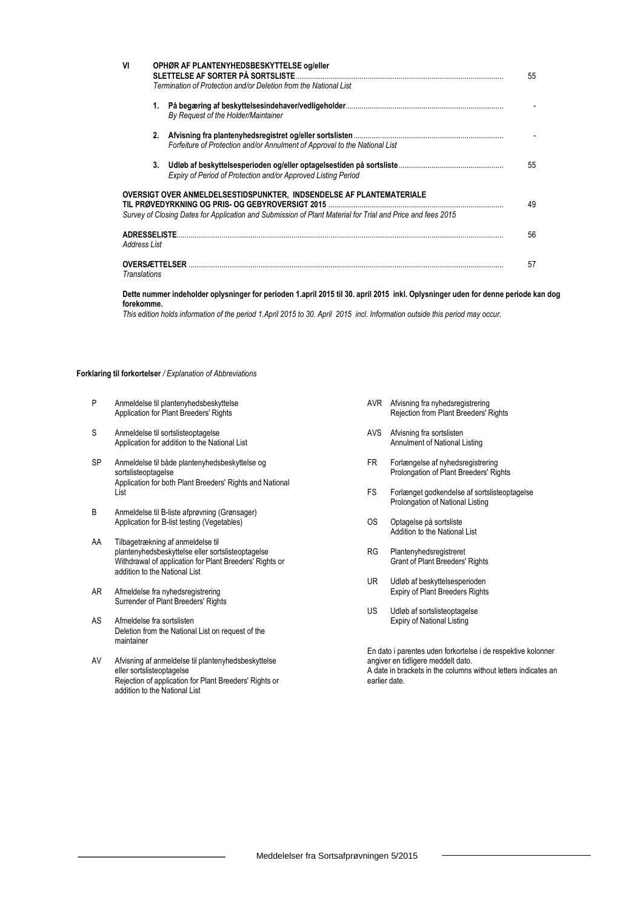| | | | |
|---|---|---|---|
| **VI** | | **OPHØR AF PLANTENYHEDSBESKYTTELSE og/eller SLETTELSE AF SORTER PÅ SORTSLISTE** <br> *Termination of Protection and/or Deletion from the National List* | 55 |
| | **1.** | **På begæring af beskyttelsesindehaver/vedligeholder** <br> *By Request of the Holder/Maintainer* | - |
| | **2.** | **Afvisning fra plantenyhedsregistret og/eller sortslisten** <br> *Forfeiture of Protection and/or Annulment of Approval to the National List* | - |
| | **3.** | **Udløb af beskyttelsesperioden og/eller optagelsestiden på sortsliste** <br> *Expiry of Period of Protection and/or Approved Listing Period* | 55 |

**OVERSIGT OVER ANMELDELSESTIDSPUNKTER, INDSENDELSE AF PLANTEMATERIALE TIL PRØVEDYRKNING OG PRIS- OG GEBYROVERSIGT 2015** ........ 49
*Survey of Closing Dates for Application and Submission of Plant Material for Trial and Price and fees 2015*

**ADRESSELISTE** ........ 56
*Address List*

**OVERSÆTTELSER** ........ 57
*Translations*

**Dette nummer indeholder oplysninger for perioden 1.april 2015 til 30. april 2015 inkl. Oplysninger uden for denne periode kan dog forekomme.**
*This edition holds information of the period 1.April 2015 to 30. April 2015 incl. Information outside this period may occur.*

**Forklaring til forkortelser** */ Explanation of Abbreviations*

| | |
|---|---|
| P | Anmeldelse til plantenyhedsbeskyttelse<br>Application for Plant Breeders' Rights |
| S | Anmeldelse til sortslisteoptagelse<br>Application for addition to the National List |
| SP | Anmeldelse til både plantenyhedsbeskyttelse og sortslisteoptagelse<br>Application for both Plant Breeders' Rights and National List |
| B | Anmeldelse til B-liste afprøvning (Grønsager)<br>Application for B-list testing (Vegetables) |
| AA | Tilbagetrækning af anmeldelse til plantenyhedsbeskyttelse eller sortslisteoptagelse<br>Withdrawal of application for Plant Breeders' Rights or addition to the National List |
| AR | Afmeldelse fra nyhedsregistrering<br>Surrender of Plant Breeders' Rights |
| AS | Afmeldelse fra sortslisten<br>Deletion from the National List on request of the maintainer |
| AV | Afvisning af anmeldelse til plantenyhedsbeskyttelse eller sortslisteoptagelse<br>Rejection of application for Plant Breeders' Rights or addition to the National List |
| AVR | Afvisning fra nyhedsregistrering<br>Rejection from Plant Breeders' Rights |
| AVS | Afvisning fra sortslisten<br>Annulment of National Listing |
| FR | Forlængelse af nyhedsregistrering<br>Prolongation of Plant Breeders' Rights |
| FS | Forlænget godkendelse af sortslisteoptagelse<br>Prolongation of National Listing |
| OS | Optagelse på sortsliste<br>Addition to the National List |
| RG | Plantenyhedsregistreret<br>Grant of Plant Breeders' Rights |
| UR | Udløb af beskyttelsesperioden<br>Expiry of Plant Breeders Rights |
| US | Udløb af sortslisteoptagelse<br>Expiry of National Listing |

En dato i parentes uden forkortelse i de respektive kolonner angiver en tidligere meddelt dato.
A date in brackets in the columns without letters indicates an earlier date.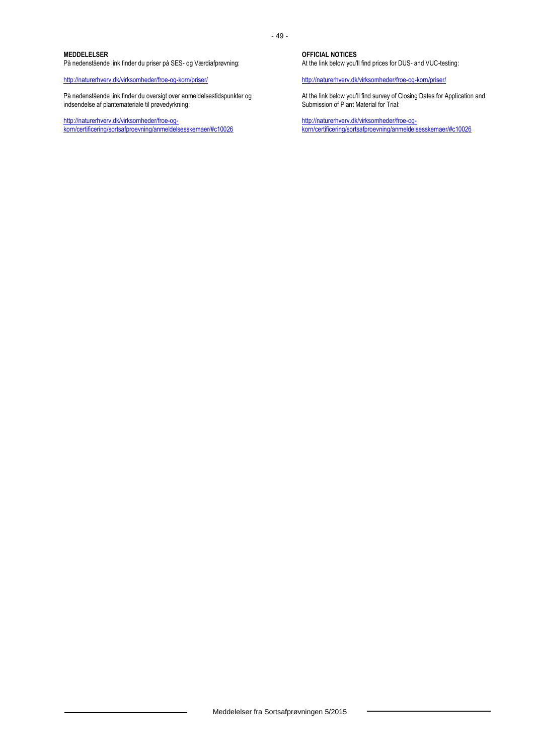**MEDDELELSER**

På nedenstående link finder du priser på SES- og Værdiafprøvning:

http://naturerhverv.dk/virksomheder/froe-og-korn/priser/

På nedenstående link finder du oversigt over anmeldelsestidspunkter og indsendelse af plantemateriale til prøvedyrkning:

http://naturerhverv.dk/virksomheder/froe-og-korn/certificering/sortsafproevning/anmeldelsesskemaer/#c10026

**OFFICIAL NOTICES**

At the link below you'll find prices for DUS- and VUC-testing:

http://naturerhverv.dk/virksomheder/froe-og-korn/priser/

At the link below you'll find survey of Closing Dates for Application and Submission of Plant Material for Trial:

http://naturerhverv.dk/virksomheder/froe-og-korn/certificering/sortsafproevning/anmeldelsesskemaer/#c10026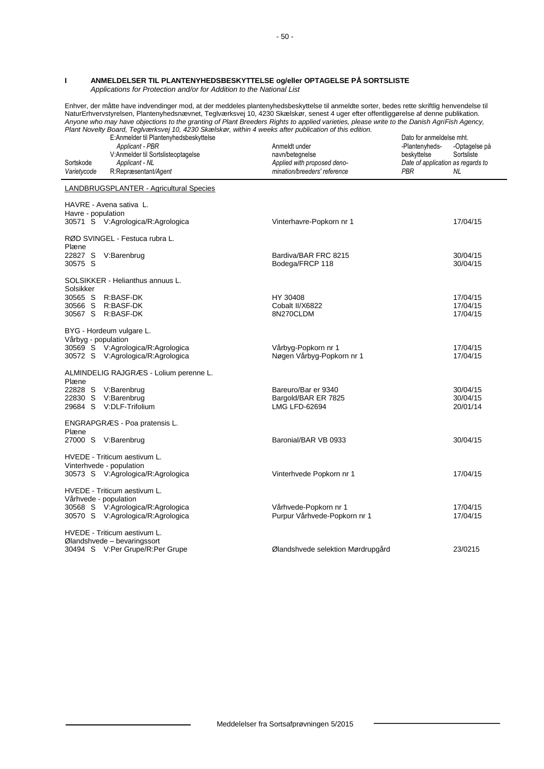## I ANMELDELSER TIL PLANTENYHEDSBESKYTTELSE og/eller OPTAGELSE PÅ SORTSLISTE

*Applications for Protection and/or for Addition to the National List*

Enhver, der måtte have indvendinger mod, at der meddeles plantenyhedsbeskyttelse til anmeldte sorter, bedes rette skriftlig henvendelse til NaturErhvervstyrelsen, Plantenyhedsnævnet, Teglværksvej 10, 4230 Skælskør, senest 4 uger efter offentliggørelse af denne publikation.
*Anyone who may have objections to the granting of Plant Breeders Rights to applied varieties, please write to the Danish AgriFish Agency, Plant Novelty Board, Teglværksvej 10, 4230 Skælskør, within 4 weeks after publication of this edition.*

| Sortskode *Varietycode* | E:Anmelder til Plantenyhedsbeskyttelse *Applicant - PBR* V:Anmelder til Sortslisteoptagelse *Applicant - NL* R:Repræsentant/*Agent* | Anmeldt under navn/betegnelse *Applied with proposed denomination/breeders' reference* | Dato for anmeldelse mht. -Plantenyhedsbeskyttelse *Date of application as regards to PBR* | -Optagelse på Sortsliste *NL* |
|---|---|---|---|---|
| | **LANDBRUGSPLANTER - Agricultural Species** | | | |
| | HAVRE - Avena sativa L. | | | |
| | Havre - population | | | |
| 30571 S | V:Agrologica/R:Agrologica | Vinterhavre-Popkorn nr 1 | | 17/04/15 |
| | RØD SVINGEL - Festuca rubra L. | | | |
| | Plæne | | | |
| 22827 S | V:Barenbrug | Bardiva/BAR FRC 8215 | | 30/04/15 |
| 30575 S | | Bodega/FRCP 118 | | 30/04/15 |
| | SOLSIKKER - Helianthus annuus L. | | | |
| | Solsikker | | | |
| 30565 S | R:BASF-DK | HY 30408 | | 17/04/15 |
| 30566 S | R:BASF-DK | Cobalt II/X6822 | | 17/04/15 |
| 30567 S | R:BASF-DK | 8N270CLDM | | 17/04/15 |
| | BYG - Hordeum vulgare L. | | | |
| | Vårbyg - population | | | |
| 30569 S | V:Agrologica/R:Agrologica | Vårbyg-Popkorn nr 1 | | 17/04/15 |
| 30572 S | V:Agrologica/R:Agrologica | Nøgen Vårbyg-Popkorn nr 1 | | 17/04/15 |
| | ALMINDELIG RAJGRÆS - Lolium perenne L. | | | |
| | Plæne | | | |
| 22828 S | V:Barenbrug | Bareuro/Bar er 9340 | | 30/04/15 |
| 22830 S | V:Barenbrug | Bargold/BAR ER 7825 | | 30/04/15 |
| 29684 S | V:DLF-Trifolium | LMG LFD-62694 | | 20/01/14 |
| | ENGRAPGRÆS - Poa pratensis L. | | | |
| | Plæne | | | |
| 27000 S | V:Barenbrug | Baronial/BAR VB 0933 | | 30/04/15 |
| | HVEDE - Triticum aestivum L. | | | |
| | Vinterhvede - population | | | |
| 30573 S | V:Agrologica/R:Agrologica | Vinterhvede Popkorn nr 1 | | 17/04/15 |
| | HVEDE - Triticum aestivum L. | | | |
| | Vårhvede - population | | | |
| 30568 S | V:Agrologica/R:Agrologica | Vårhvede-Popkorn nr 1 | | 17/04/15 |
| 30570 S | V:Agrologica/R:Agrologica | Purpur Vårhvede-Popkorn nr 1 | | 17/04/15 |
| | HVEDE - Triticum aestivum L. | | | |
| | Ølandshvede – bevaringssort | | | |
| 30494 S | V:Per Grupe/R:Per Grupe | Ølandshvede selektion Mørdrupgård | | 23/0215 |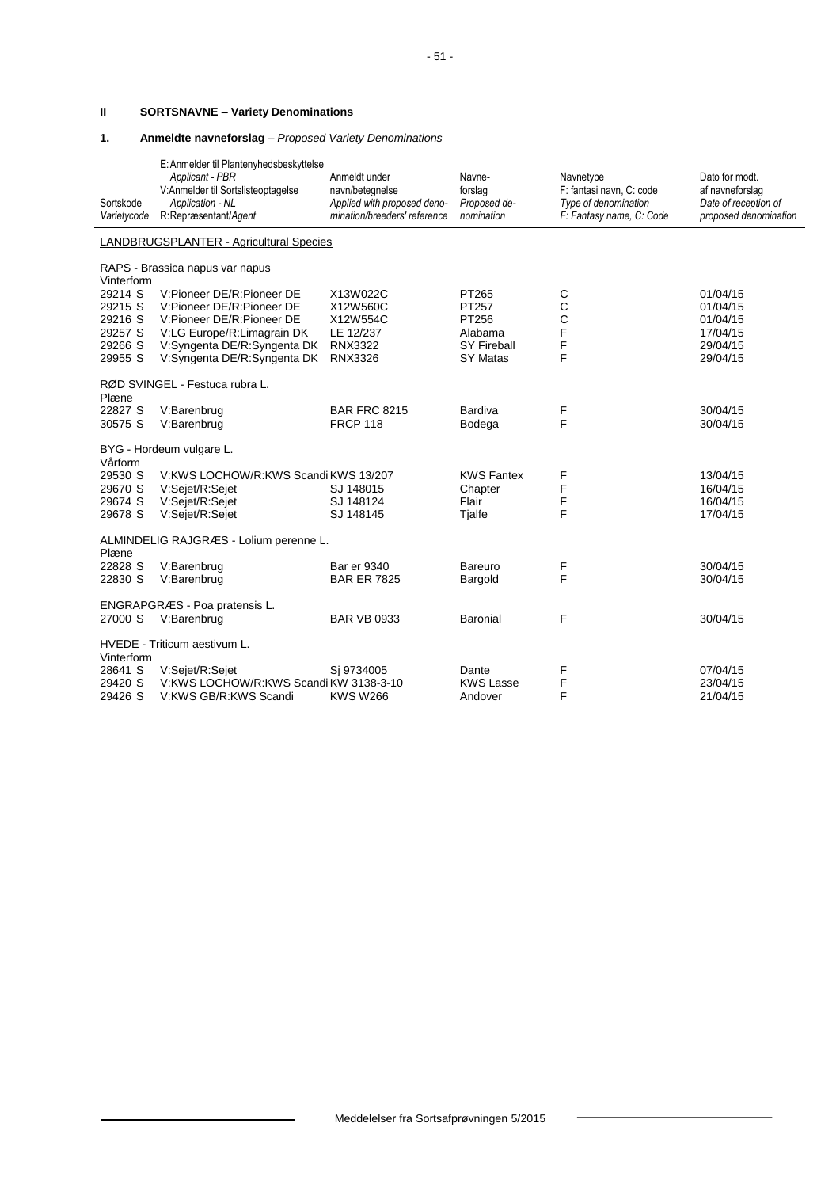## II SORTSNAVNE – Variety Denominations

### 1. Anmeldte navneforslag – *Proposed Variety Denominations*

| Sortskode *Varietycode* | E: Anmelder til Plantenyhedsbeskyttelse *Applicant - PBR* V: Anmelder til Sortslisteoptagelse *Application - NL* R: Repræsentant/*Agent* | Anmeldt under navn/betegnelse *Applied with proposed denomination/breeders' reference* | Navneforslag *Proposed denomination* | Navnetype F: fantasi navn, C: code *Type of denomination F: Fantasy name, C: Code* | Dato for modt. af navneforslag *Date of reception of proposed denomination* |
|---|---|---|---|---|---|
| **LANDBRUGSPLANTER - Agricultural Species** | | | | | |
| RAPS - Brassica napus var napus | | | | | |
| Vinterform | | | | | |
| 29214 S | V:Pioneer DE/R:Pioneer DE | X13W022C | PT265 | C | 01/04/15 |
| 29215 S | V:Pioneer DE/R:Pioneer DE | X12W560C | PT257 | C | 01/04/15 |
| 29216 S | V:Pioneer DE/R:Pioneer DE | X12W554C | PT256 | C | 01/04/15 |
| 29257 S | V:LG Europe/R:Limagrain DK | LE 12/237 | Alabama | F | 17/04/15 |
| 29266 S | V:Syngenta DE/R:Syngenta DK | RNX3322 | SY Fireball | F | 29/04/15 |
| 29955 S | V:Syngenta DE/R:Syngenta DK | RNX3326 | SY Matas | F | 29/04/15 |
| RØD SVINGEL - Festuca rubra L. | | | | | |
| Plæne | | | | | |
| 22827 S | V:Barenbrug | BAR FRC 8215 | Bardiva | F | 30/04/15 |
| 30575 S | V:Barenbrug | FRCP 118 | Bodega | F | 30/04/15 |
| BYG - Hordeum vulgare L. | | | | | |
| Vårform | | | | | |
| 29530 S | V:KWS LOCHOW/R:KWS Scandi | KWS 13/207 | KWS Fantex | F | 13/04/15 |
| 29670 S | V:Sejet/R:Sejet | SJ 148015 | Chapter | F | 16/04/15 |
| 29674 S | V:Sejet/R:Sejet | SJ 148124 | Flair | F | 16/04/15 |
| 29678 S | V:Sejet/R:Sejet | SJ 148145 | Tjalfe | F | 17/04/15 |
| ALMINDELIG RAJGRÆS - Lolium perenne L. | | | | | |
| Plæne | | | | | |
| 22828 S | V:Barenbrug | Bar er 9340 | Bareuro | F | 30/04/15 |
| 22830 S | V:Barenbrug | BAR ER 7825 | Bargold | F | 30/04/15 |
| ENGRAPGRÆS - Poa pratensis L. | | | | | |
| 27000 S | V:Barenbrug | BAR VB 0933 | Baronial | F | 30/04/15 |
| HVEDE - Triticum aestivum L. | | | | | |
| Vinterform | | | | | |
| 28641 S | V:Sejet/R:Sejet | Sj 9734005 | Dante | F | 07/04/15 |
| 29420 S | V:KWS LOCHOW/R:KWS Scandi | KW 3138-3-10 | KWS Lasse | F | 23/04/15 |
| 29426 S | V:KWS GB/R:KWS Scandi | KWS W266 | Andover | F | 21/04/15 |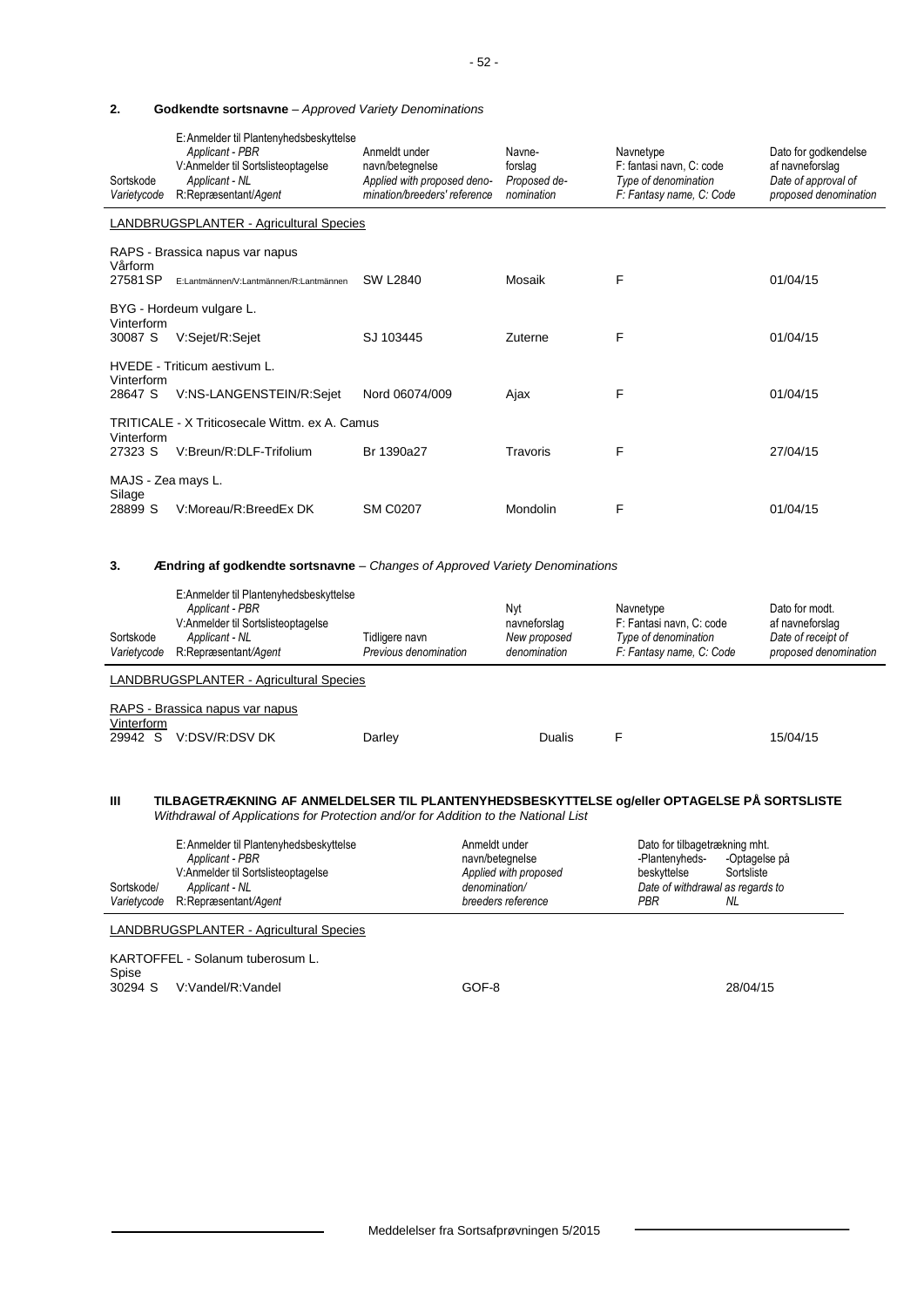## 2. Godkendte sortsnavne – *Approved Variety Denominations*

| Sortskode *Varietycode* | E:Anmelder til Plantenyhedsbeskyttelse *Applicant - PBR* V:Anmelder til Sortslisteoptagelse *Applicant - NL* R:Repræsentant/*Agent* | Anmeldt under navn/betegnelse *Applied with proposed denomination/breeders' reference* | Navneforslag *Proposed denomination* | Navnetype F: fantasi navn, C: code *Type of denomination F: Fantasy name, C: Code* | Dato for godkendelse af navneforslag *Date of approval of proposed denomination* |
|---|---|---|---|---|---|
| **LANDBRUGSPLANTER - Agricultural Species** | | | | | |
| RAPS - Brassica napus var napus | | | | | |
| Vårform | | | | | |
| 27581SP | E:Lantmännen/V:Lantmännen/R:Lantmännen | SW L2840 | Mosaik | F | 01/04/15 |
| BYG - Hordeum vulgare L. | | | | | |
| Vinterform | | | | | |
| 30087 S | V:Sejet/R:Sejet | SJ 103445 | Zuterne | F | 01/04/15 |
| HVEDE - Triticum aestivum L. | | | | | |
| Vinterform | | | | | |
| 28647 S | V:NS-LANGENSTEIN/R:Sejet | Nord 06074/009 | Ajax | F | 01/04/15 |
| TRITICALE - X Triticosecale Wittm. ex A. Camus | | | | | |
| Vinterform | | | | | |
| 27323 S | V:Breun/R:DLF-Trifolium | Br 1390a27 | Travoris | F | 27/04/15 |
| MAJS - Zea mays L. | | | | | |
| Silage | | | | | |
| 28899 S | V:Moreau/R:BreedEx DK | SM C0207 | Mondolin | F | 01/04/15 |

## 3. Ændring af godkendte sortsnavne – *Changes of Approved Variety Denominations*

| Sortskode *Varietycode* | E:Anmelder til Plantenyhedsbeskyttelse *Applicant - PBR* V:Anmelder til Sortslisteoptagelse *Applicant - NL* R:Repræsentant/*Agent* | Tidligere navn *Previous denomination* | Nyt navneforslag *New proposed denomination* | Navnetype F: Fantasi navn, C: code *Type of denomination F: Fantasy name, C: Code* | Dato for modt. af navneforslag *Date of receipt of proposed denomination* |
|---|---|---|---|---|---|
| **LANDBRUGSPLANTER - Agricultural Species** | | | | | |
| RAPS - Brassica napus var napus | | | | | |
| Vinterform | | | | | |
| 29942 S | V:DSV/R:DSV DK | Darley | Dualis | F | 15/04/15 |

## III TILBAGETRÆKNING AF ANMELDELSER TIL PLANTENYHEDSBESKYTTELSE og/eller OPTAGELSE PÅ SORTSLISTE

*Withdrawal of Applications for Protection and/or for Addition to the National List*

| Sortskode/ *Varietycode* | E:Anmelder til Plantenyhedsbeskyttelse *Applicant - PBR* V:Anmelder til Sortslisteoptagelse *Applicant - NL* R:Repræsentant/*Agent* | Anmeldt under navn/betegnelse *Applied with proposed denomination/ breeders reference* | Dato for tilbagetrækning mht. -Plantenyhedsbeskyttelse *Date of withdrawal as regards to PBR* | -Optagelse på Sortsliste *NL* |
|---|---|---|---|---|
| **LANDBRUGSPLANTER - Agricultural Species** | | | | |
| KARTOFFEL - Solanum tuberosum L. | | | | |
| Spise | | | | |
| 30294 S | V:Vandel/R:Vandel | GOF-8 | | 28/04/15 |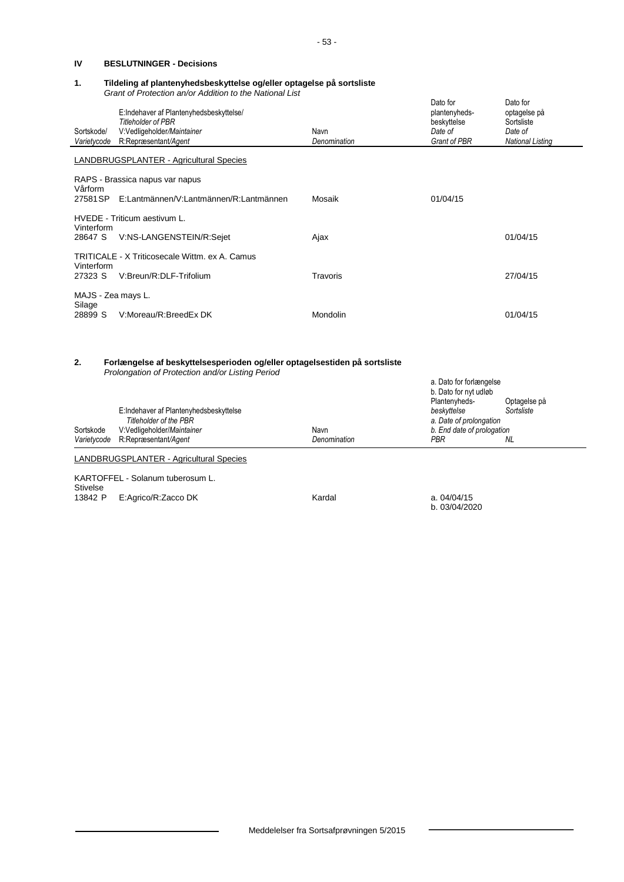## IV BESLUTNINGER - Decisions

### 1. Tildeling af plantenyhedsbeskyttelse og/eller optagelse på sortsliste

*Grant of Protection an/or Addition to the National List*

| Sortskode/ *Varietycode* | E:Indehaver af Plantenyhedsbeskyttelse/ *Titleholder of PBR* V:Vedligeholder/*Maintainer* R:Repræsentant/*Agent* | Navn *Denomination* | Dato for plantenyheds-beskyttelse *Date of Grant of PBR* | Dato for optagelse på Sortsliste *Date of National Listing* |
|---|---|---|---|---|
| LANDBRUGSPLANTER - Agricultural Species | | | | |
| RAPS - Brassica napus var napus | | | | |
| Vårform | | | | |
| 27581SP | E:Lantmännen/V:Lantmännen/R:Lantmännen | Mosaik | 01/04/15 | |
| HVEDE - Triticum aestivum L. | | | | |
| Vinterform | | | | |
| 28647 S | V:NS-LANGENSTEIN/R:Sejet | Ajax | | 01/04/15 |
| TRITICALE - X Triticosecale Wittm. ex A. Camus | | | | |
| Vinterform | | | | |
| 27323 S | V:Breun/R:DLF-Trifolium | Travoris | | 27/04/15 |
| MAJS - Zea mays L. | | | | |
| Silage | | | | |
| 28899 S | V:Moreau/R:BreedEx DK | Mondolin | | 01/04/15 |

### 2. Forlængelse af beskyttelsesperioden og/eller optagelsestiden på sortsliste

*Prolongation of Protection and/or Listing Period*

| Sortskode *Varietycode* | E:Indehaver af Plantenyhedsbeskyttelse *Titleholder of the PBR* V:Vedligeholder/*Maintainer* R:Repræsentant/*Agent* | Navn *Denomination* | a. Dato for forlængelse b. Dato for nyt udløb Plantenyheds-*beskyttelse* *a. Date of prolongation* *b. End date of prologation* *PBR* | Optagelse på *Sortsliste* *NL* |
|---|---|---|---|---|
| LANDBRUGSPLANTER - Agricultural Species | | | | |
| KARTOFFEL - Solanum tuberosum L. | | | | |
| Stivelse | | | | |
| 13842 P | E:Agrico/R:Zacco DK | Kardal | a. 04/04/15 b. 03/04/2020 | |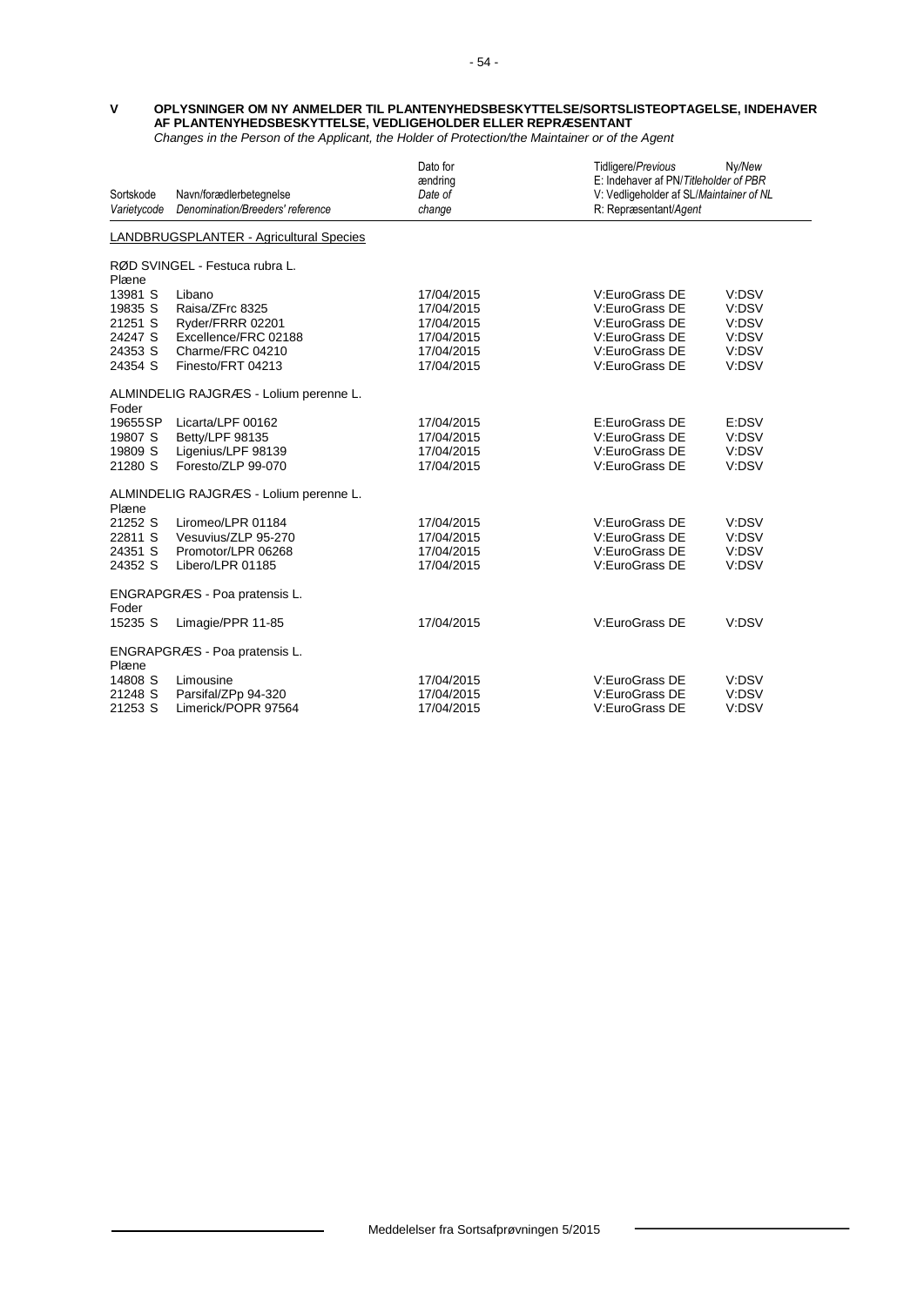**V OPLYSNINGER OM NY ANMELDER TIL PLANTENYHEDSBESKYTTELSE/SORTSLISTEOPTAGELSE, INDEHAVER AF PLANTENYHEDSBESKYTTELSE, VEDLIGEHOLDER ELLER REPRÆSENTANT**

*Changes in the Person of the Applicant, the Holder of Protection/the Maintainer or of the Agent*

| Sortskode *Varietycode* | Navn/forædlerbetegnelse *Denomination/Breeders' reference* | Dato for ændring *Date of change* | Tidligere/*Previous* E: Indehaver af PN/*Titleholder of PBR* V: Vedligeholder af SL/*Maintainer of NL* R: Repræsentant/*Agent* | Ny/*New* |
|---|---|---|---|---|
| **LANDBRUGSPLANTER - Agricultural Species** | | | | |
| RØD SVINGEL - Festuca rubra L. | | | | |
| Plæne | | | | |
| 13981 S | Libano | 17/04/2015 | V:EuroGrass DE | V:DSV |
| 19835 S | Raisa/ZFrc 8325 | 17/04/2015 | V:EuroGrass DE | V:DSV |
| 21251 S | Ryder/FRRR 02201 | 17/04/2015 | V:EuroGrass DE | V:DSV |
| 24247 S | Excellence/FRC 02188 | 17/04/2015 | V:EuroGrass DE | V:DSV |
| 24353 S | Charme/FRC 04210 | 17/04/2015 | V:EuroGrass DE | V:DSV |
| 24354 S | Finesto/FRT 04213 | 17/04/2015 | V:EuroGrass DE | V:DSV |
| ALMINDELIG RAJGRÆS - Lolium perenne L. | | | | |
| Foder | | | | |
| 19655SP | Licarta/LPF 00162 | 17/04/2015 | E:EuroGrass DE | E:DSV |
| 19807 S | Betty/LPF 98135 | 17/04/2015 | V:EuroGrass DE | V:DSV |
| 19809 S | Ligenius/LPF 98139 | 17/04/2015 | V:EuroGrass DE | V:DSV |
| 21280 S | Foresto/ZLP 99-070 | 17/04/2015 | V:EuroGrass DE | V:DSV |
| ALMINDELIG RAJGRÆS - Lolium perenne L. | | | | |
| Plæne | | | | |
| 21252 S | Liromeo/LPR 01184 | 17/04/2015 | V:EuroGrass DE | V:DSV |
| 22811 S | Vesuvius/ZLP 95-270 | 17/04/2015 | V:EuroGrass DE | V:DSV |
| 24351 S | Promotor/LPR 06268 | 17/04/2015 | V:EuroGrass DE | V:DSV |
| 24352 S | Libero/LPR 01185 | 17/04/2015 | V:EuroGrass DE | V:DSV |
| ENGRAPGRÆS - Poa pratensis L. | | | | |
| Foder | | | | |
| 15235 S | Limagie/PPR 11-85 | 17/04/2015 | V:EuroGrass DE | V:DSV |
| ENGRAPGRÆS - Poa pratensis L. | | | | |
| Plæne | | | | |
| 14808 S | Limousine | 17/04/2015 | V:EuroGrass DE | V:DSV |
| 21248 S | Parsifal/ZPp 94-320 | 17/04/2015 | V:EuroGrass DE | V:DSV |
| 21253 S | Limerick/POPR 97564 | 17/04/2015 | V:EuroGrass DE | V:DSV |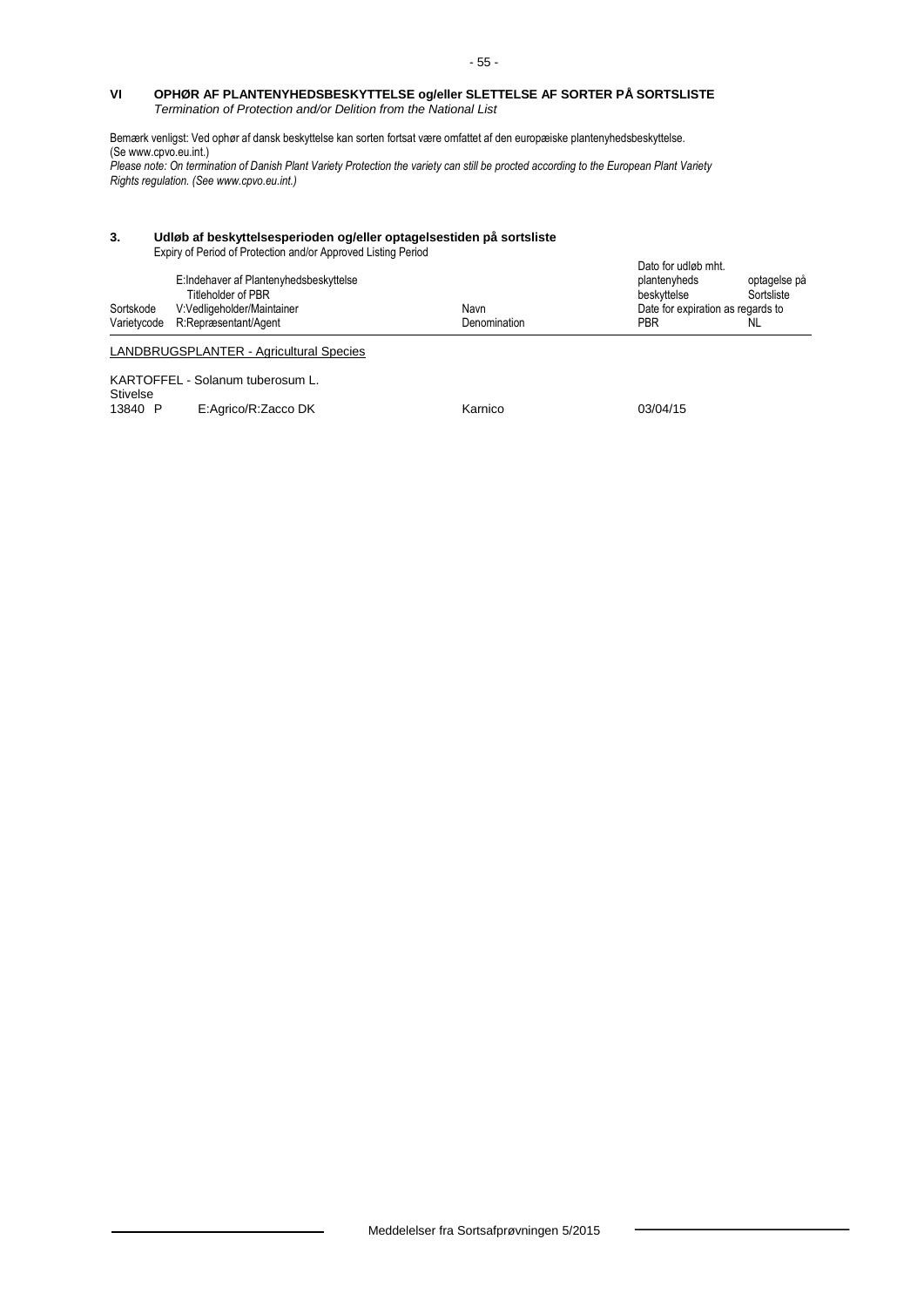## VI OPHØR AF PLANTENYHEDSBESKYTTELSE og/eller SLETTELSE AF SORTER PÅ SORTSLISTE

*Termination of Protection and/or Delition from the National List*

Bemærk venligst: Ved ophør af dansk beskyttelse kan sorten fortsat være omfattet af den europæiske plantenyhedsbeskyttelse. (Se www.cpvo.eu.int.)

*Please note: On termination of Danish Plant Variety Protection the variety can still be procted according to the European Plant Variety Rights regulation. (See www.cpvo.eu.int.)*

### 3. Udløb af beskyttelsesperioden og/eller optagelsestiden på sortsliste

Expiry of Period of Protection and/or Approved Listing Period

| Sortskode Varietycode | E:Indehaver af Plantenyhedsbeskyttelse Titleholder of PBR V:Vedligeholder/Maintainer R:Repræsentant/Agent | Navn Denomination | Dato for udløb mht. plantenyheds beskyttelse / Date for expiration as regards to PBR | optagelse på Sortsliste / NL |
|---|---|---|---|---|
| **LANDBRUGSPLANTER - Agricultural Species** | | | | |
| KARTOFFEL - Solanum tuberosum L. | | | | |
| Stivelse | | | | |
| 13840 P | E:Agrico/R:Zacco DK | Karnico | 03/04/15 | |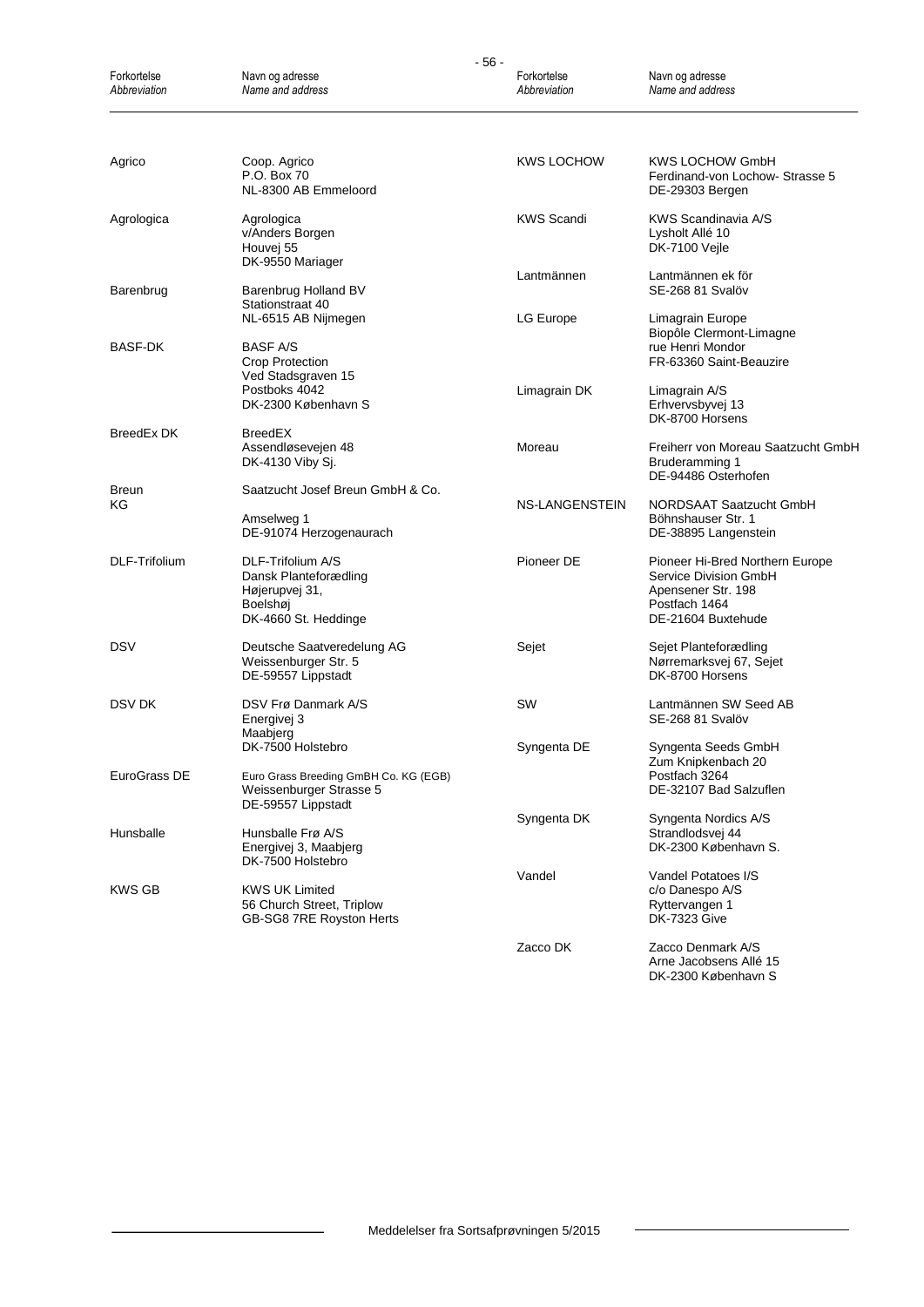| Forkortelse *Abbreviation* | Navn og adresse *Name and address* |
|---|---|
| Agrico | Coop. Agrico<br>P.O. Box 70<br>NL-8300 AB Emmeloord |
| Agrologica | Agrologica<br>v/Anders Borgen<br>Houvej 55<br>DK-9550 Mariager |
| Barenbrug | Barenbrug Holland BV<br>Stationstraat 40<br>NL-6515 AB Nijmegen |
| BASF-DK | BASF A/S<br>Crop Protection<br>Ved Stadsgraven 15<br>Postboks 4042<br>DK-2300 København S |
| BreedEx DK | BreedEX<br>Assendløsevejen 48<br>DK-4130 Viby Sj. |
| Breun KG | Saatzucht Josef Breun GmbH & Co.<br>Amselweg 1<br>DE-91074 Herzogenaurach |
| DLF-Trifolium | DLF-Trifolium A/S<br>Dansk Planteforædling<br>Højerupvej 31,<br>Boelshøj<br>DK-4660 St. Heddinge |
| DSV | Deutsche Saatveredelung AG<br>Weissenburger Str. 5<br>DE-59557 Lippstadt |
| DSV DK | DSV Frø Danmark A/S<br>Energivej 3<br>Maabjerg<br>DK-7500 Holstebro |
| EuroGrass DE | Euro Grass Breeding GmBH Co. KG (EGB)<br>Weissenburger Strasse 5<br>DE-59557 Lippstadt |
| Hunsballe | Hunsballe Frø A/S<br>Energivej 3, Maabjerg<br>DK-7500 Holstebro |
| KWS GB | KWS UK Limited<br>56 Church Street, Triplow<br>GB-SG8 7RE Royston Herts |
| KWS LOCHOW | KWS LOCHOW GmbH<br>Ferdinand-von Lochow- Strasse 5<br>DE-29303 Bergen |
| KWS Scandi | KWS Scandinavia A/S<br>Lysholt Allé 10<br>DK-7100 Vejle |
| Lantmännen | Lantmännen ek för<br>SE-268 81 Svalöv |
| LG Europe | Limagrain Europe<br>Biopôle Clermont-Limagne<br>rue Henri Mondor<br>FR-63360 Saint-Beauzire |
| Limagrain DK | Limagrain A/S<br>Erhvervsbyvej 13<br>DK-8700 Horsens |
| Moreau | Freiherr von Moreau Saatzucht GmbH<br>Bruderamming 1<br>DE-94486 Osterhofen |
| NS-LANGENSTEIN | NORDSAAT Saatzucht GmbH<br>Böhnshauser Str. 1<br>DE-38895 Langenstein |
| Pioneer DE | Pioneer Hi-Bred Northern Europe<br>Service Division GmbH<br>Apensener Str. 198<br>Postfach 1464<br>DE-21604 Buxtehude |
| Sejet | Sejet Planteforædling<br>Nørremarksvej 67, Sejet<br>DK-8700 Horsens |
| SW | Lantmännen SW Seed AB<br>SE-268 81 Svalöv |
| Syngenta DE | Syngenta Seeds GmbH<br>Zum Knipkenbach 20<br>Postfach 3264<br>DE-32107 Bad Salzuflen |
| Syngenta DK | Syngenta Nordics A/S<br>Strandlodsvej 44<br>DK-2300 København S. |
| Vandel | Vandel Potatoes I/S<br>c/o Danespo A/S<br>Ryttervangen 1<br>DK-7323 Give |
| Zacco DK | Zacco Denmark A/S<br>Arne Jacobsens Allé 15<br>DK-2300 København S |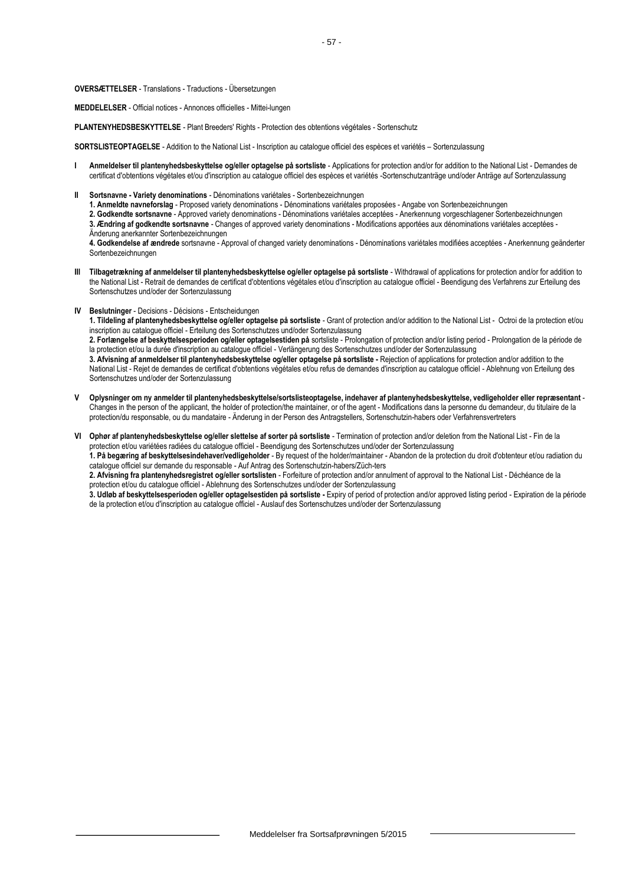**OVERSÆTTELSER** - Translations - Traductions - Übersetzungen

**MEDDELELSER** - Official notices - Annonces officielles - Mittei-lungen

**PLANTENYHEDSBESKYTTELSE** - Plant Breeders' Rights - Protection des obtentions végétales - Sortenschutz

**SORTSLISTEOPTAGELSE** - Addition to the National List - Inscription au catalogue officiel des espèces et variétés – Sortenzulassung

**I Anmeldelser til plantenyhedsbeskyttelse og/eller optagelse på sortsliste** - Applications for protection and/or for addition to the National List - Demandes de certificat d'obtentions végétales et/ou d'inscription au catalogue officiel des espèces et variétés -Sortenschutzanträge und/oder Anträge auf Sortenzulassung

**II Sortsnavne - Variety denominations** - Dénominations variétales - Sortenbezeichnungen
**1. Anmeldte navneforslag** - Proposed variety denominations - Dénominations variétales proposées - Angabe von Sortenbezeichnungen
**2. Godkendte sortsnavne** - Approved variety denominations - Dénominations variétales acceptées - Anerkennung vorgeschlagener Sortenbezeichnungen
**3. Ændring af godkendte sortsnavne** - Changes of approved variety denominations - Modifications apportées aux dénominations variétales acceptées - Änderung anerkannter Sortenbezeichnungen
**4. Godkendelse af ændrede** sortsnavne - Approval of changed variety denominations - Dénominations variétales modifiées acceptées - Anerkennung geänderter Sortenbezeichnungen

**III Tilbagetrækning af anmeldelser til plantenyhedsbeskyttelse og/eller optagelse på sortsliste** - Withdrawal of applications for protection and/or for addition to the National List - Retrait de demandes de certificat d'obtentions végétales et/ou d'inscription au catalogue officiel - Beendigung des Verfahrens zur Erteilung des Sortenschutzes und/oder der Sortenzulassung

**IV Beslutninger** - Decisions - Décisions - Entscheidungen
**1. Tildeling af plantenyhedsbeskyttelse og/eller optagelse på sortsliste** - Grant of protection and/or addition to the National List - Octroi de la protection et/ou inscription au catalogue officiel - Erteilung des Sortenschutzes und/oder Sortenzulassung
**2. Forlængelse af beskyttelsesperioden og/eller optagelsestiden på** sortsliste - Prolongation of protection and/or listing period - Prolongation de la période de la protection et/ou la durée d'inscription au catalogue officiel - Verlängerung des Sortenschutzes und/oder der Sortenzulassung
**3. Afvisning af anmeldelser til plantenyhedsbeskyttelse og/eller optagelse på sortsliste -** Rejection of applications for protection and/or addition to the National List - Rejet de demandes de certificat d'obtentions végétales et/ou refus de demandes d'inscription au catalogue officiel - Ablehnung von Erteilung des Sortenschutzes und/oder der Sortenzulassung

**V Oplysninger om ny anmelder til plantenyhedsbeskyttelse/sortslisteoptagelse, indehaver af plantenyhedsbeskyttelse, vedligeholder eller repræsentant** - Changes in the person of the applicant, the holder of protection/the maintainer, or of the agent - Modifications dans la personne du demandeur, du titulaire de la protection/du responsable, ou du mandataire - Änderung in der Person des Antragstellers, Sortenschutzin-habers oder Verfahrensvertreters

**VI Ophør af plantenyhedsbeskyttelse og/eller slettelse af sorter på sortsliste** - Termination of protection and/or deletion from the National List - Fin de la protection et/ou variétées radiées du catalogue officiel - Beendigung des Sortenschutzes und/oder der Sortenzulassung
**1. På begæring af beskyttelsesindehaver/vedligeholder** - By request of the holder/maintainer - Abandon de la protection du droit d'obtenteur et/ou radiation du catalogue officiel sur demande du responsable - Auf Antrag des Sortenschutzin-habers/Züch-ters
**2. Afvisning fra plantenyhedsregistret og/eller sortslisten** - Forfeiture of protection and/or annulment of approval to the National List - Déchéance de la protection et/ou du catalogue officiel - Ablehnung des Sortenschutzes und/oder der Sortenzulassung
**3. Udløb af beskyttelsesperioden og/eller optagelsestiden på sortsliste -** Expiry of period of protection and/or approved listing period - Expiration de la période de la protection et/ou d'inscription au catalogue officiel - Auslauf des Sortenschutzes und/oder der Sortenzulassung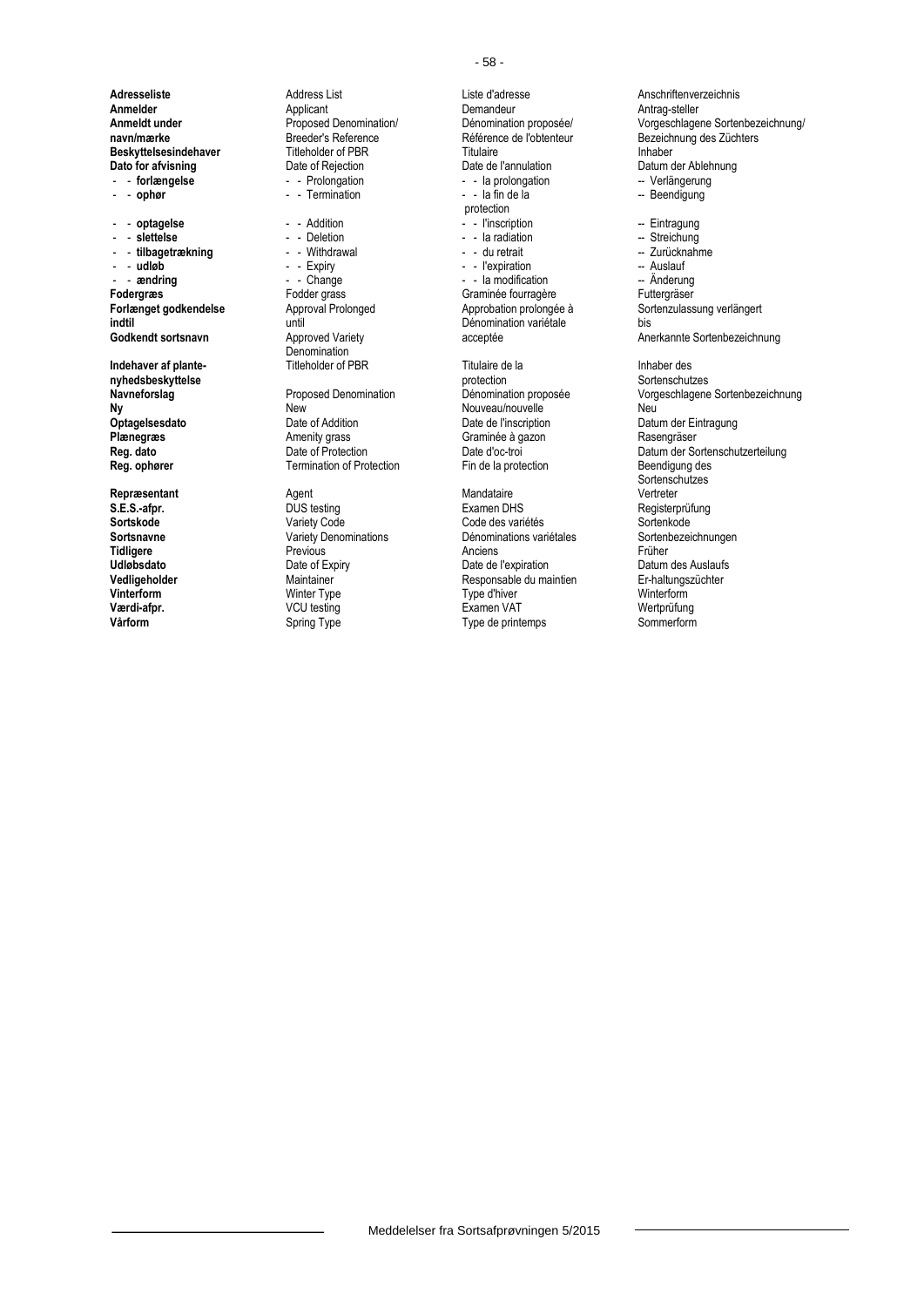| | | | |
|---|---|---|---|
| **Adresseliste** | Address List | Liste d'adresse | Anschriftenverzeichnis |
| **Anmelder** | Applicant | Demandeur | Antrag-steller |
| **Anmeldt under navn/mærke** | Proposed Denomination/ Breeder's Reference | Dénomination proposée/ Référence de l'obtenteur | Vorgeschlagene Sortenbezeichnung/ Bezeichnung des Züchters |
| **Beskyttelsesindehaver** | Titleholder of PBR | Titulaire | Inhaber |
| **Dato for afvisning** | Date of Rejection | Date de l'annulation | Datum der Ablehnung |
| - - **forlængelse** | - - Prolongation | - - la prolongation | -- Verlängerung |
| - - **ophør** | - - Termination | - - la fin de la protection | -- Beendigung |
| - - **optagelse** | - - Addition | - - l'inscription | -- Eintragung |
| - - **slettelse** | - - Deletion | - - la radiation | -- Streichung |
| - - **tilbagetrækning** | - - Withdrawal | - - du retrait | -- Zurücknahme |
| - - **udløb** | - - Expiry | - - l'expiration | -- Auslauf |
| - - **ændring** | - - Change | - - la modification | -- Änderung |
| **Fodergræs** | Fodder grass | Graminée fourragère | Futtergräser |
| **Forlænget godkendelse indtil** | Approval Prolonged until | Approbation prolongée à | Sortenzulassung verlängert bis |
| **Godkendt sortsnavn** | Approved Variety Denomination | Dénomination variétale acceptée | Anerkannte Sortenbezeichnung |
| **Indehaver af plante-nyhedsbeskyttelse** | Titleholder of PBR | Titulaire de la protection | Inhaber des Sortenschutzes |
| **Navneforslag** | Proposed Denomination | Dénomination proposée | Vorgeschlagene Sortenbezeichnung |
| **Ny** | New | Nouveau/nouvelle | Neu |
| **Optagelsesdato** | Date of Addition | Date de l'inscription | Datum der Eintragung |
| **Plænegræs** | Amenity grass | Graminée à gazon | Rasengräser |
| **Reg. dato** | Date of Protection | Date d'oc-troi | Datum der Sortenschutzerteilung |
| **Reg. ophører** | Termination of Protection | Fin de la protection | Beendigung des Sortenschutzes |
| **Repræsentant** | Agent | Mandataire | Vertreter |
| **S.E.S.-afpr.** | DUS testing | Examen DHS | Registerprüfung |
| **Sortskode** | Variety Code | Code des variétés | Sortenkode |
| **Sortsnavne** | Variety Denominations | Dénominations variétales | Sortenbezeichnungen |
| **Tidligere** | Previous | Anciens | Früher |
| **Udløbsdato** | Date of Expiry | Date de l'expiration | Datum des Auslaufs |
| **Vedligeholder** | Maintainer | Responsable du maintien | Er-haltungszüchter |
| **Vinterform** | Winter Type | Type d'hiver | Winterform |
| **Værdi-afpr.** | VCU testing | Examen VAT | Wertprüfung |
| **Vårform** | Spring Type | Type de printemps | Sommerform |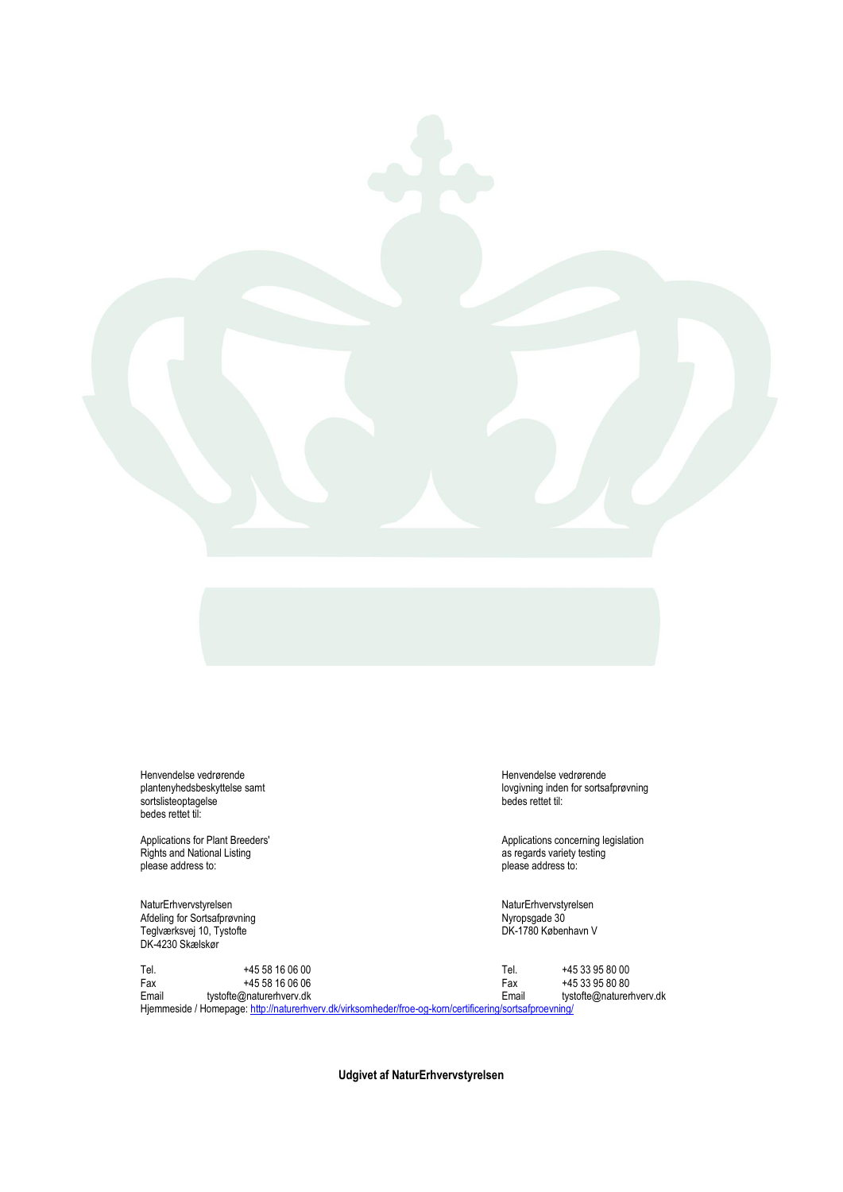Henvendelse vedrørende plantenyhedsbeskyttelse samt sortslisteoptagelse bedes rettet til:

Applications for Plant Breeders' Rights and National Listing please address to:

NaturErhvervstyrelsen
Afdeling for Sortsafprøvning
Teglværksvej 10, Tystofte
DK-4230 Skælskør

Tel. +45 58 16 06 00
Fax +45 58 16 06 06
Email tystofte@naturerhverv.dk

Henvendelse vedrørende lovgivning inden for sortsafprøvning bedes rettet til:

Applications concerning legislation as regards variety testing please address to:

NaturErhvervstyrelsen
Nyropsgade 30
DK-1780 København V

Tel. +45 33 95 80 00
Fax +45 33 95 80 80
Email tystofte@naturerhverv.dk

Hjemmeside / Homepage: [http://naturerhverv.dk/virksomheder/froe-og-korn/certificering/sortsafproevning/](http://naturerhverv.dk/virksomheder/froe-og-korn/certificering/sortsafproevning/)

**Udgivet af NaturErhvervstyrelsen**